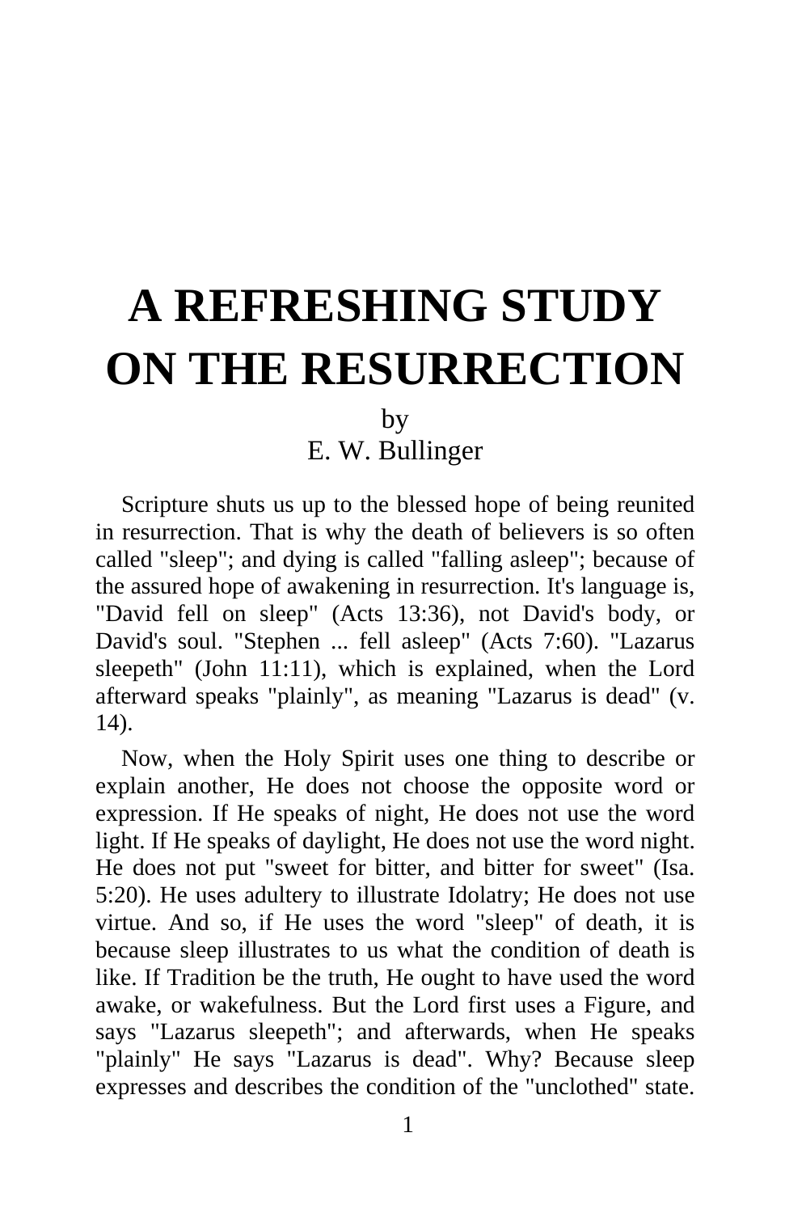# A REFRESHING STUDY ON THE RESURRECTION

by

E. W. Bullinger

Scripture shuts us up to the blessed hope of being reunited in resurrection. That is why the death of believers is so often called "sleep"; and dying is called "falling asleep"; because of the assured hope of awakening in resurrection. It's language is, "David fell on sleep" (Acts 13:36), not David's body, or David's soul. "Stephen ... fell asleep" (Acts 7:60). "Lazarus sleepeth" (John 11:11), which is explained, when the Lord afterward speaks "plainly", as meaning "Lazarus is dead" (v. 14).

Now, when the Holy Spirit uses one thing to describe or explain another, He does not choose the opposite word or expression. If He speaks of night, He does not use the word light. If He speaks of daylight, He does not use the word night. He does not put "sweet for bitter, and bitter for sweet" (Isa. 5:20). He uses adultery to illustrate Idolatry; He does not use virtue. And so, if He uses the word "sleep" of death, it is because sleep illustrates to us what the condition of death is like. If Tradition be the truth, He ought to have used the word awake, or wakefulness. But the Lord first uses a Figure, and says "Lazarus sleepeth"; and afterwards, when He speaks "plainly" He says "Lazarus is dead". Why? Because sleep expresses and describes the condition of the "unclothed" state.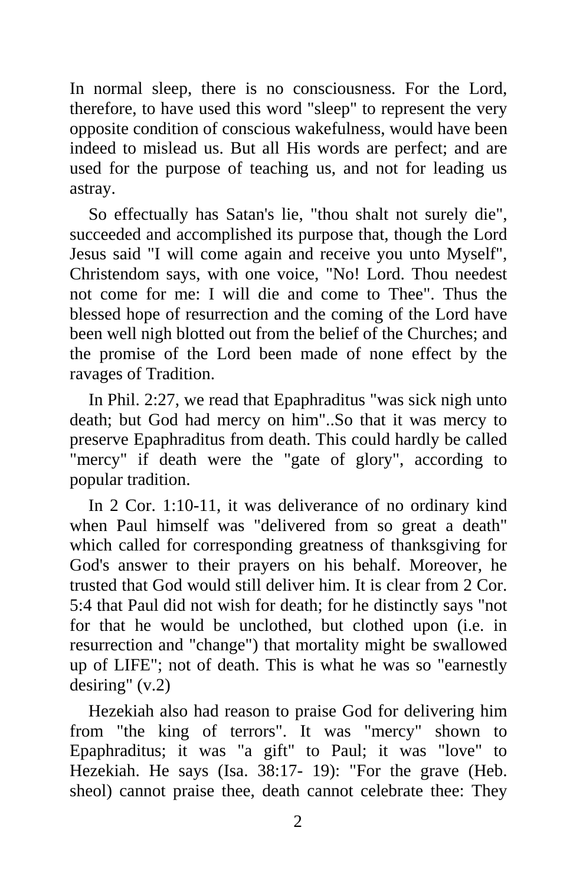In normal sleep, there is no consciousness. For the Lord, therefore, to have used this word "sleep" to represent the very opposite condition of conscious wakefulness, would have been indeed to mislead us. But all His words are perfect; and are used for the purpose of teaching us, and not for leading us astray.

So effectually has Satan's lie, "thou shalt not surely die", succeeded and accomplished its purpose that, though the Lord Jesus said "I will come again and receive you unto Myself", Christendom says, with one voice, "No! Lord. Thou needest not come for me: I will die and come to Thee". Thus the blessed hope of resurrection and the coming of the Lord have been well nigh blotted out from the belief of the Churches; and the promise of the Lord been made of none effect by the ravages of Tradition.

In Phil. 2:27, we read that Epaphraditus "was sick nigh unto death; but God had mercy on him"..So that it was mercy to preserve Epaphraditus from death. This could hardly be called "mercy" if death were the "gate of glory", according to popular tradition.

In 2 Cor. 1:10-11, it was deliverance of no ordinary kind when Paul himself was "delivered from so great a death" which called for corresponding greatness of thanksgiving for God's answer to their prayers on his behalf. Moreover, he trusted that God would still deliver him. It is clear from 2 Cor. 5:4 that Paul did not wish for death; for he distinctly says "not for that he would be unclothed, but clothed upon (i.e. in resurrection and "change") that mortality might be swallowed up of LIFE"; not of death. This is what he was so "earnestly desiring" (v.2)

Hezekiah also had reason to praise God for delivering him from "the king of terrors". It was "mercy" shown to Epaphraditus; it was "a gift" to Paul; it was "love" to Hezekiah. He says (Isa. 38:17- 19): "For the grave (Heb. sheol) cannot praise thee, death cannot celebrate thee: They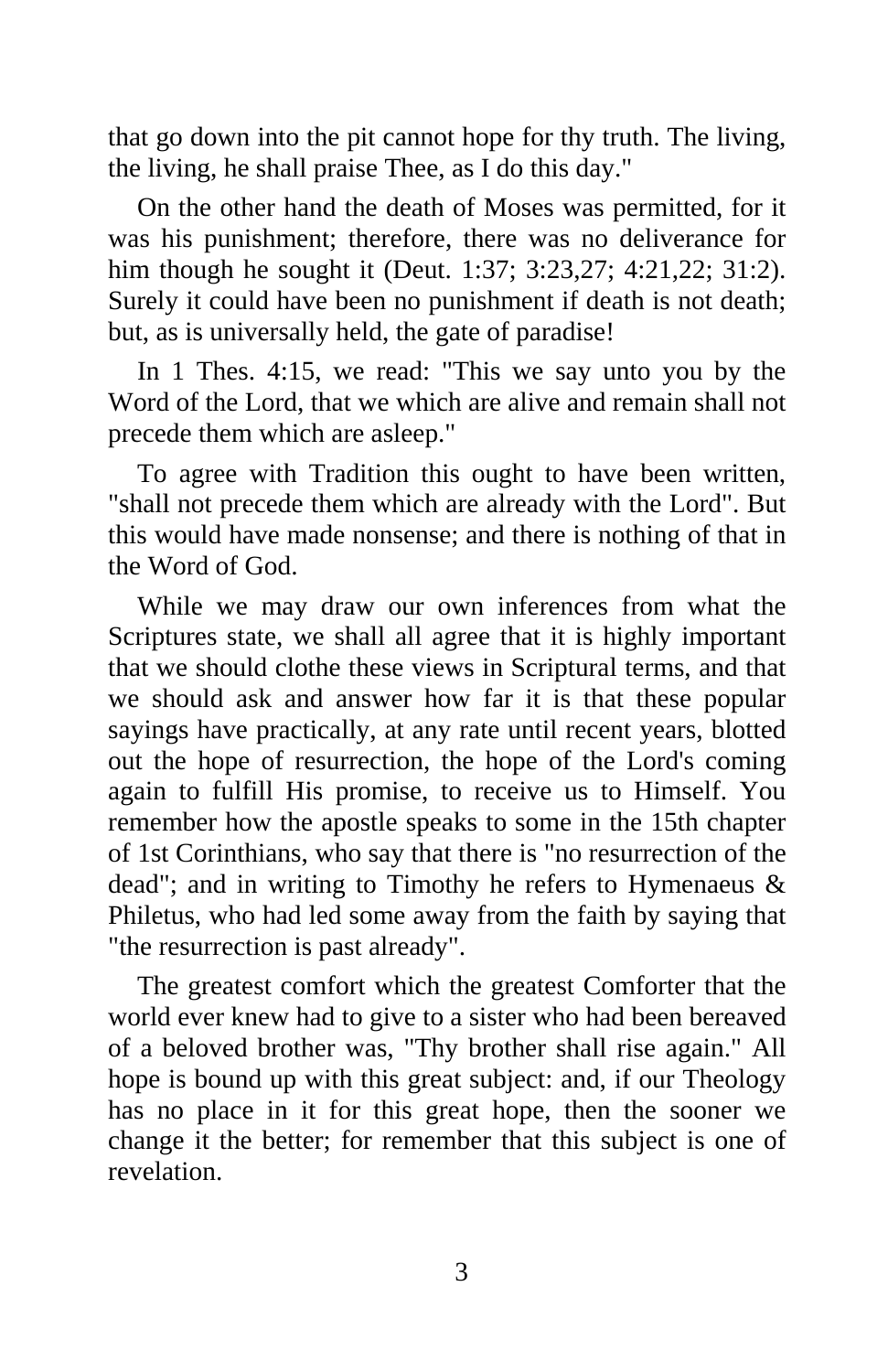that go down into the pit cannot hope for thy truth. The living, the living, he shall praise Thee, as I do this day."

On the other hand the death of Moses was permitted, for it was his punishment; therefore, there was no deliverance for him though he sought it (Deut. 1:37; 3:23,27; 4:21,22; 31:2). Surely it could have been no punishment if death is not death; but, as is universally held, the gate of paradise!

In 1 Thes. 4:15, we read: "This we say unto you by the Word of the Lord, that we which are alive and remain shall not precede them which are asleep."

To agree with Tradition this ought to have been written, "shall not precede them which are already with the Lord". But this would have made nonsense; and there is nothing of that in the Word of God.

While we may draw our own inferences from what the Scriptures state, we shall all agree that it is highly important that we should clothe these views in Scriptural terms, and that we should ask and answer how far it is that these popular sayings have practically, at any rate until recent years, blotted out the hope of resurrection, the hope of the Lord's coming again to fulfill His promise, to receive us to Himself. You remember how the apostle speaks to some in the 15th chapter of 1st Corinthians, who say that there is "no resurrection of the dead"; and in writing to Timothy he refers to Hymenaeus & Philetus, who had led some away from the faith by saying that "the resurrection is past already".

The greatest comfort which the greatest Comforter that the world ever knew had to give to a sister who had been bereaved of a beloved brother was, "Thy brother shall rise again." All hope is bound up with this great subject: and, if our Theology has no place in it for this great hope, then the sooner we change it the better; for remember that this subject is one of revelation.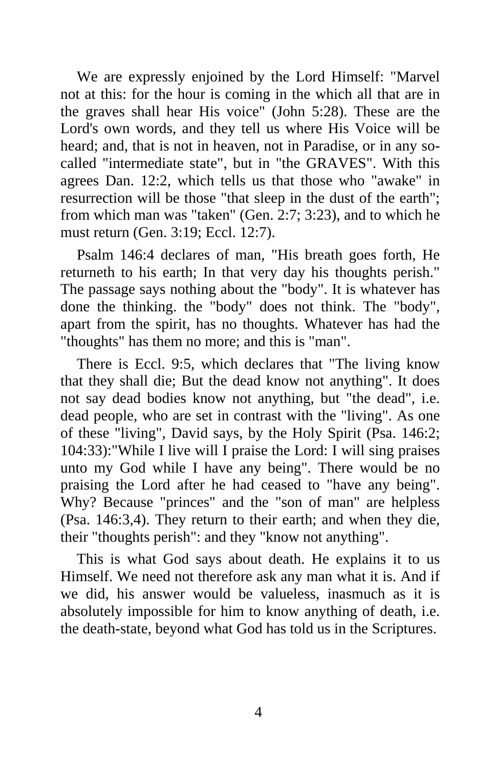We are expressly enjoined by the Lord Himself: "Marvel not at this: for the hour is coming in the which all that are in the graves shall hear His voice" (John 5:28). These are the Lord's own words, and they tell us where His Voice will be heard; and, that is not in heaven, not in Paradise, or in any so-called "intermediate state", but in "the GRAVES". With this agrees Dan. 12:2, which tells us that those who "awake" in resurrection will be those "that sleep in the dust of the earth"; from which man was "taken" (Gen. 2:7; 3:23), and to which he must return (Gen. 3:19; Eccl. 12:7).

Psalm 146:4 declares of man, "His breath goes forth, He returneth to his earth; In that very day his thoughts perish." The passage says nothing about the "body". It is whatever has done the thinking. the "body" does not think. The "body", apart from the spirit, has no thoughts. Whatever has had the "thoughts" has them no more; and this is "man".

There is Eccl. 9:5, which declares that "The living know that they shall die; But the dead know not anything". It does not say dead bodies know not anything, but "the dead", i.e. dead people, who are set in contrast with the "living". As one of these "living", David says, by the Holy Spirit (Psa. 146:2; 104:33):"While I live will I praise the Lord: I will sing praises unto my God while I have any being". There would be no praising the Lord after he had ceased to "have any being". Why? Because "princes" and the "son of man" are helpless (Psa. 146:3,4). They return to their earth; and when they die, their "thoughts perish": and they "know not anything".

This is what God says about death. He explains it to us Himself. We need not therefore ask any man what it is. And if we did, his answer would be valueless, inasmuch as it is absolutely impossible for him to know anything of death, i.e. the death-state, beyond what God has told us in the Scriptures.